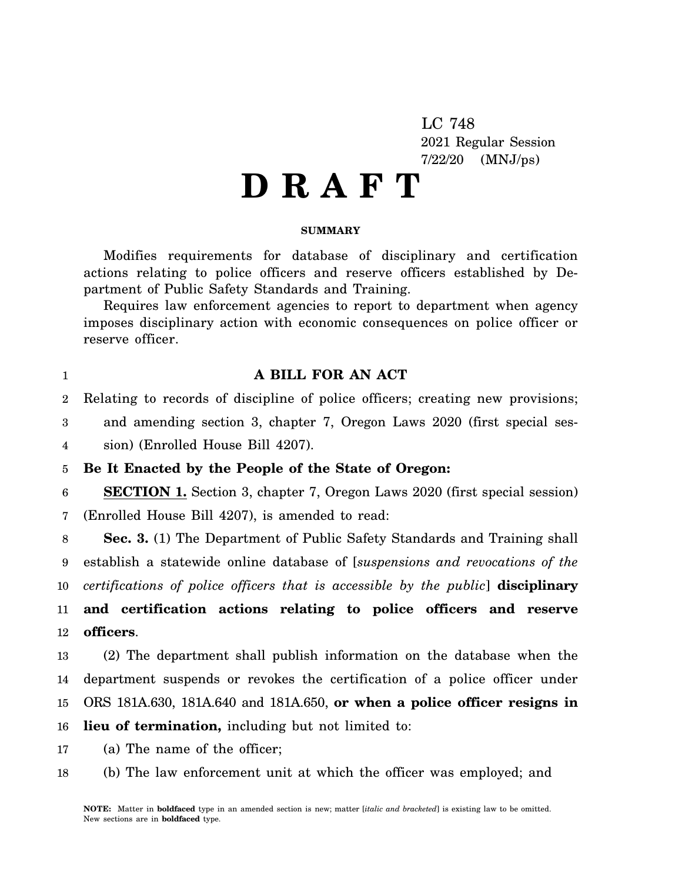LC 748

2021 Regular Session

7/22/20 (MNJ/ps)

# D R A F T

**SUMMARY**

Modifies requirements for database of disciplinary and certification actions relating to police officers and reserve officers established by Department of Public Safety Standards and Training.

Requires law enforcement agencies to report to department when agency imposes disciplinary action with economic consequences on police officer or reserve officer.

## A BILL FOR AN ACT

Relating to records of discipline of police officers; creating new provisions; and amending section 3, chapter 7, Oregon Laws 2020 (first special session) (Enrolled House Bill 4207).

**Be It Enacted by the People of the State of Oregon:**

**SECTION 1.** Section 3, chapter 7, Oregon Laws 2020 (first special session) (Enrolled House Bill 4207), is amended to read:

**Sec. 3.** (1) The Department of Public Safety Standards and Training shall establish a statewide online database of [*suspensions and revocations of the certifications of police officers that is accessible by the public*] **disciplinary and certification actions relating to police officers and reserve officers**.

(2) The department shall publish information on the database when the department suspends or revokes the certification of a police officer under ORS 181A.630, 181A.640 and 181A.650, **or when a police officer resigns in lieu of termination,** including but not limited to:

(a) The name of the officer;

(b) The law enforcement unit at which the officer was employed; and

**NOTE:** Matter in **boldfaced** type in an amended section is new; matter [*italic and bracketed*] is existing law to be omitted. New sections are in **boldfaced** type.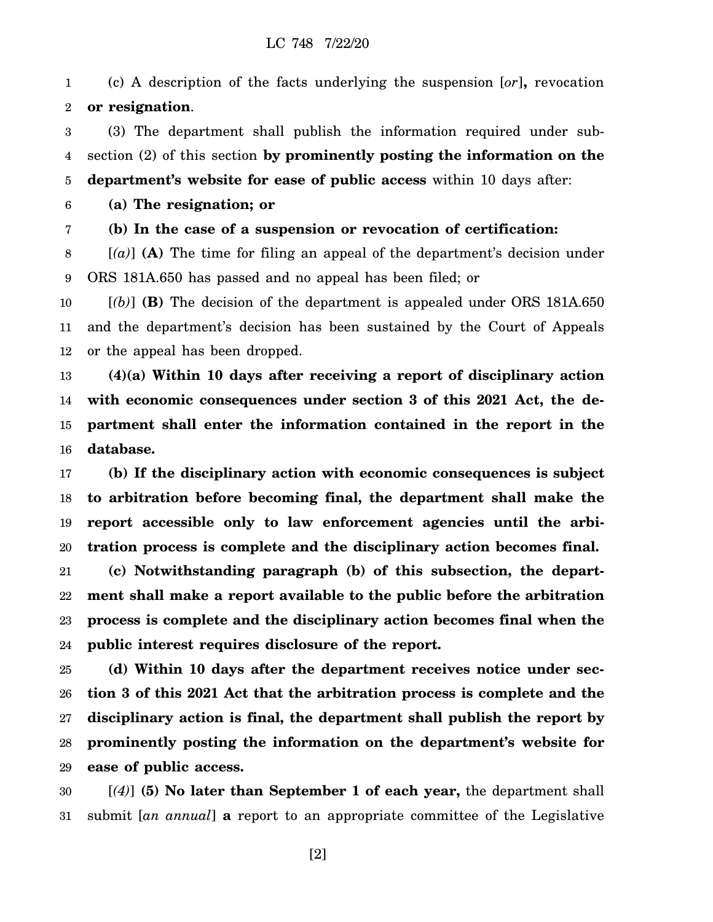(c) A description of the facts underlying the suspension [*or*]**,** revocation **or resignation**.

(3) The department shall publish the information required under subsection (2) of this section **by prominently posting the information on the department's website for ease of public access** within 10 days after:

**(a) The resignation; or**

**(b) In the case of a suspension or revocation of certification:**

[*(a)*] **(A)** The time for filing an appeal of the department's decision under ORS 181A.650 has passed and no appeal has been filed; or

[*(b)*] **(B)** The decision of the department is appealed under ORS 181A.650 and the department's decision has been sustained by the Court of Appeals or the appeal has been dropped.

**(4)(a) Within 10 days after receiving a report of disciplinary action with economic consequences under section 3 of this 2021 Act, the department shall enter the information contained in the report in the database.**

**(b) If the disciplinary action with economic consequences is subject to arbitration before becoming final, the department shall make the report accessible only to law enforcement agencies until the arbitration process is complete and the disciplinary action becomes final.**

**(c) Notwithstanding paragraph (b) of this subsection, the department shall make a report available to the public before the arbitration process is complete and the disciplinary action becomes final when the public interest requires disclosure of the report.**

**(d) Within 10 days after the department receives notice under section 3 of this 2021 Act that the arbitration process is complete and the disciplinary action is final, the department shall publish the report by prominently posting the information on the department's website for ease of public access.**

[*(4)*] **(5) No later than September 1 of each year,** the department shall submit [*an annual*] **a** report to an appropriate committee of the Legislative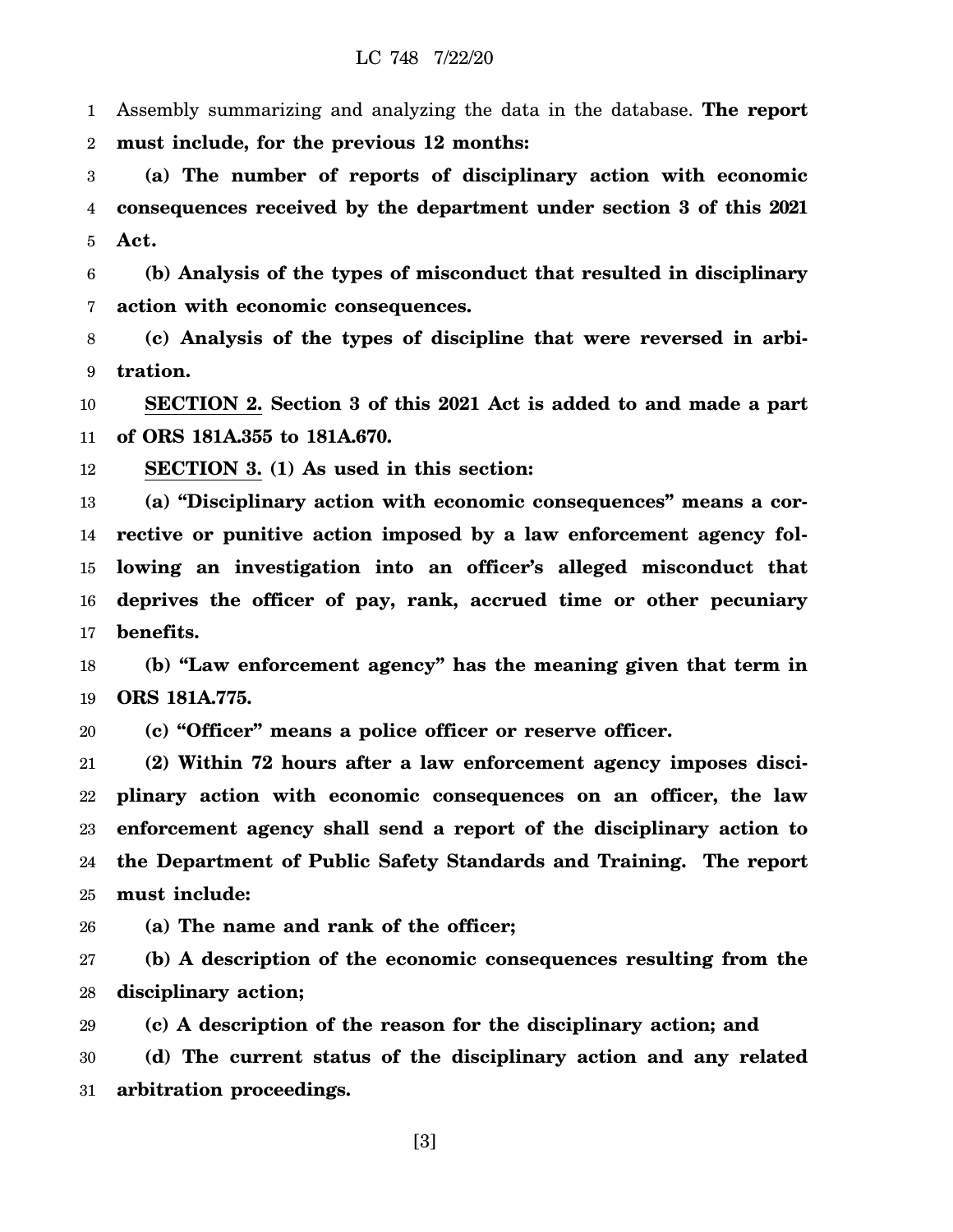Assembly summarizing and analyzing the data in the database. **The report must include, for the previous 12 months:**

**(a) The number of reports of disciplinary action with economic consequences received by the department under section 3 of this 2021 Act.**

**(b) Analysis of the types of misconduct that resulted in disciplinary action with economic consequences.**

**(c) Analysis of the types of discipline that were reversed in arbitration.**

**SECTION 2. Section 3 of this 2021 Act is added to and made a part of ORS 181A.355 to 181A.670.**

**SECTION 3. (1) As used in this section:**

**(a) "Disciplinary action with economic consequences" means a corrective or punitive action imposed by a law enforcement agency following an investigation into an officer's alleged misconduct that deprives the officer of pay, rank, accrued time or other pecuniary benefits.**

**(b) "Law enforcement agency" has the meaning given that term in ORS 181A.775.**

**(c) "Officer" means a police officer or reserve officer.**

**(2) Within 72 hours after a law enforcement agency imposes disciplinary action with economic consequences on an officer, the law enforcement agency shall send a report of the disciplinary action to the Department of Public Safety Standards and Training. The report must include:**

**(a) The name and rank of the officer;**

**(b) A description of the economic consequences resulting from the disciplinary action;**

**(c) A description of the reason for the disciplinary action; and**

**(d) The current status of the disciplinary action and any related arbitration proceedings.**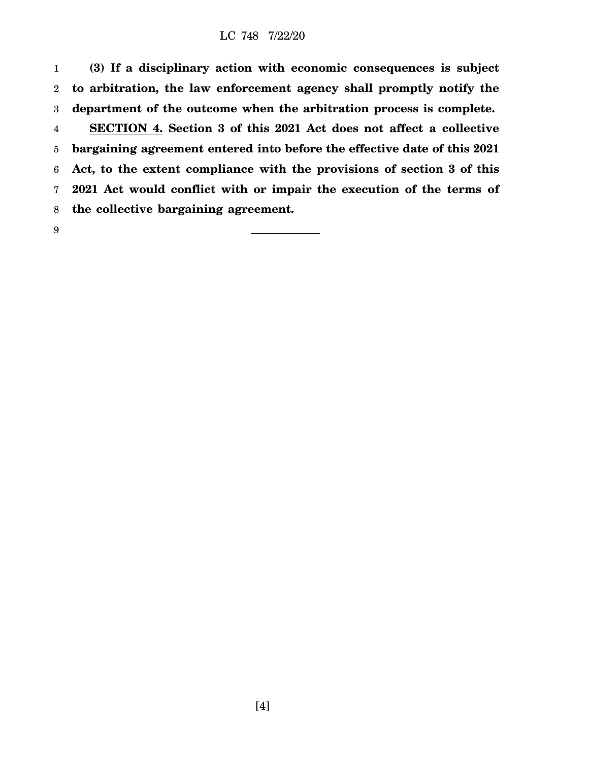**(3) If a disciplinary action with economic consequences is subject to arbitration, the law enforcement agency shall promptly notify the department of the outcome when the arbitration process is complete.**

**SECTION 4.** **Section 3 of this 2021 Act does not affect a collective bargaining agreement entered into before the effective date of this 2021 Act, to the extent compliance with the provisions of section 3 of this 2021 Act would conflict with or impair the execution of the terms of the collective bargaining agreement.**

---